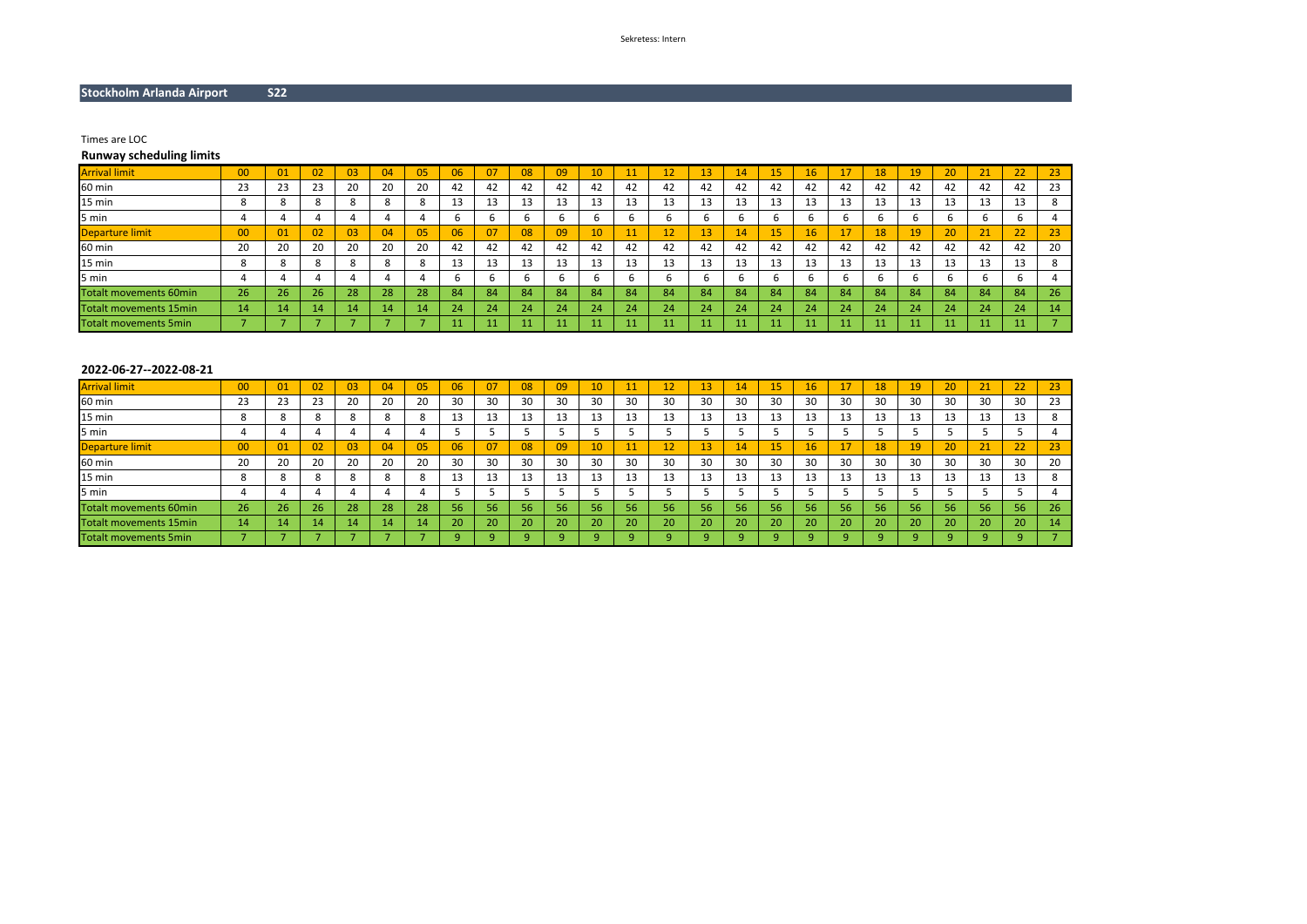Sekretess: Intern

## Stockholm Arlanda Airport S22

Times are LOC

### Runway scheduling limits

| Arrival limit | 00 | 01 | 02 | 03 | 04 | 05 | 06 | 07 | 08 | 09 | 10 | 11 | 12 | 13 | 14 | 15 | 16 | 17 | 18 | 19 | 20 | 21 | 22 | 23 |
|---|---|---|---|---|---|---|---|---|---|---|---|---|---|---|---|---|---|---|---|---|---|---|---|---|
| 60 min | 23 | 23 | 23 | 20 | 20 | 20 | 42 | 42 | 42 | 42 | 42 | 42 | 42 | 42 | 42 | 42 | 42 | 42 | 42 | 42 | 42 | 42 | 42 | 23 |
| 15 min | 8 | 8 | 8 | 8 | 8 | 8 | 13 | 13 | 13 | 13 | 13 | 13 | 13 | 13 | 13 | 13 | 13 | 13 | 13 | 13 | 13 | 13 | 13 | 8 |
| 5 min | 4 | 4 | 4 | 4 | 4 | 4 | 6 | 6 | 6 | 6 | 6 | 6 | 6 | 6 | 6 | 6 | 6 | 6 | 6 | 6 | 6 | 6 | 6 | 4 |
| Departure limit | 00 | 01 | 02 | 03 | 04 | 05 | 06 | 07 | 08 | 09 | 10 | 11 | 12 | 13 | 14 | 15 | 16 | 17 | 18 | 19 | 20 | 21 | 22 | 23 |
| 60 min | 20 | 20 | 20 | 20 | 20 | 20 | 42 | 42 | 42 | 42 | 42 | 42 | 42 | 42 | 42 | 42 | 42 | 42 | 42 | 42 | 42 | 42 | 42 | 20 |
| 15 min | 8 | 8 | 8 | 8 | 8 | 8 | 13 | 13 | 13 | 13 | 13 | 13 | 13 | 13 | 13 | 13 | 13 | 13 | 13 | 13 | 13 | 13 | 13 | 8 |
| 5 min | 4 | 4 | 4 | 4 | 4 | 4 | 6 | 6 | 6 | 6 | 6 | 6 | 6 | 6 | 6 | 6 | 6 | 6 | 6 | 6 | 6 | 6 | 6 | 4 |
| Totalt movements 60min | 26 | 26 | 26 | 28 | 28 | 28 | 84 | 84 | 84 | 84 | 84 | 84 | 84 | 84 | 84 | 84 | 84 | 84 | 84 | 84 | 84 | 84 | 84 | 26 |
| Totalt movements 15min | 14 | 14 | 14 | 14 | 14 | 14 | 24 | 24 | 24 | 24 | 24 | 24 | 24 | 24 | 24 | 24 | 24 | 24 | 24 | 24 | 24 | 24 | 24 | 14 |
| Totalt movements 5min | 7 | 7 | 7 | 7 | 7 | 7 | 11 | 11 | 11 | 11 | 11 | 11 | 11 | 11 | 11 | 11 | 11 | 11 | 11 | 11 | 11 | 11 | 11 | 7 |

### 2022-06-27--2022-08-21

| Arrival limit | 00 | 01 | 02 | 03 | 04 | 05 | 06 | 07 | 08 | 09 | 10 | 11 | 12 | 13 | 14 | 15 | 16 | 17 | 18 | 19 | 20 | 21 | 22 | 23 |
|---|---|---|---|---|---|---|---|---|---|---|---|---|---|---|---|---|---|---|---|---|---|---|---|---|
| 60 min | 23 | 23 | 23 | 20 | 20 | 20 | 30 | 30 | 30 | 30 | 30 | 30 | 30 | 30 | 30 | 30 | 30 | 30 | 30 | 30 | 30 | 30 | 30 | 23 |
| 15 min | 8 | 8 | 8 | 8 | 8 | 8 | 13 | 13 | 13 | 13 | 13 | 13 | 13 | 13 | 13 | 13 | 13 | 13 | 13 | 13 | 13 | 13 | 13 | 8 |
| 5 min | 4 | 4 | 4 | 4 | 4 | 4 | 5 | 5 | 5 | 5 | 5 | 5 | 5 | 5 | 5 | 5 | 5 | 5 | 5 | 5 | 5 | 5 | 5 | 4 |
| Departure limit | 00 | 01 | 02 | 03 | 04 | 05 | 06 | 07 | 08 | 09 | 10 | 11 | 12 | 13 | 14 | 15 | 16 | 17 | 18 | 19 | 20 | 21 | 22 | 23 |
| 60 min | 20 | 20 | 20 | 20 | 20 | 20 | 30 | 30 | 30 | 30 | 30 | 30 | 30 | 30 | 30 | 30 | 30 | 30 | 30 | 30 | 30 | 30 | 30 | 20 |
| 15 min | 8 | 8 | 8 | 8 | 8 | 8 | 13 | 13 | 13 | 13 | 13 | 13 | 13 | 13 | 13 | 13 | 13 | 13 | 13 | 13 | 13 | 13 | 13 | 8 |
| 5 min | 4 | 4 | 4 | 4 | 4 | 4 | 5 | 5 | 5 | 5 | 5 | 5 | 5 | 5 | 5 | 5 | 5 | 5 | 5 | 5 | 5 | 5 | 5 | 4 |
| Totalt movements 60min | 26 | 26 | 26 | 28 | 28 | 28 | 56 | 56 | 56 | 56 | 56 | 56 | 56 | 56 | 56 | 56 | 56 | 56 | 56 | 56 | 56 | 56 | 56 | 26 |
| Totalt movements 15min | 14 | 14 | 14 | 14 | 14 | 14 | 20 | 20 | 20 | 20 | 20 | 20 | 20 | 20 | 20 | 20 | 20 | 20 | 20 | 20 | 20 | 20 | 20 | 14 |
| Totalt movements 5min | 7 | 7 | 7 | 7 | 7 | 7 | 9 | 9 | 9 | 9 | 9 | 9 | 9 | 9 | 9 | 9 | 9 | 9 | 9 | 9 | 9 | 9 | 9 | 7 |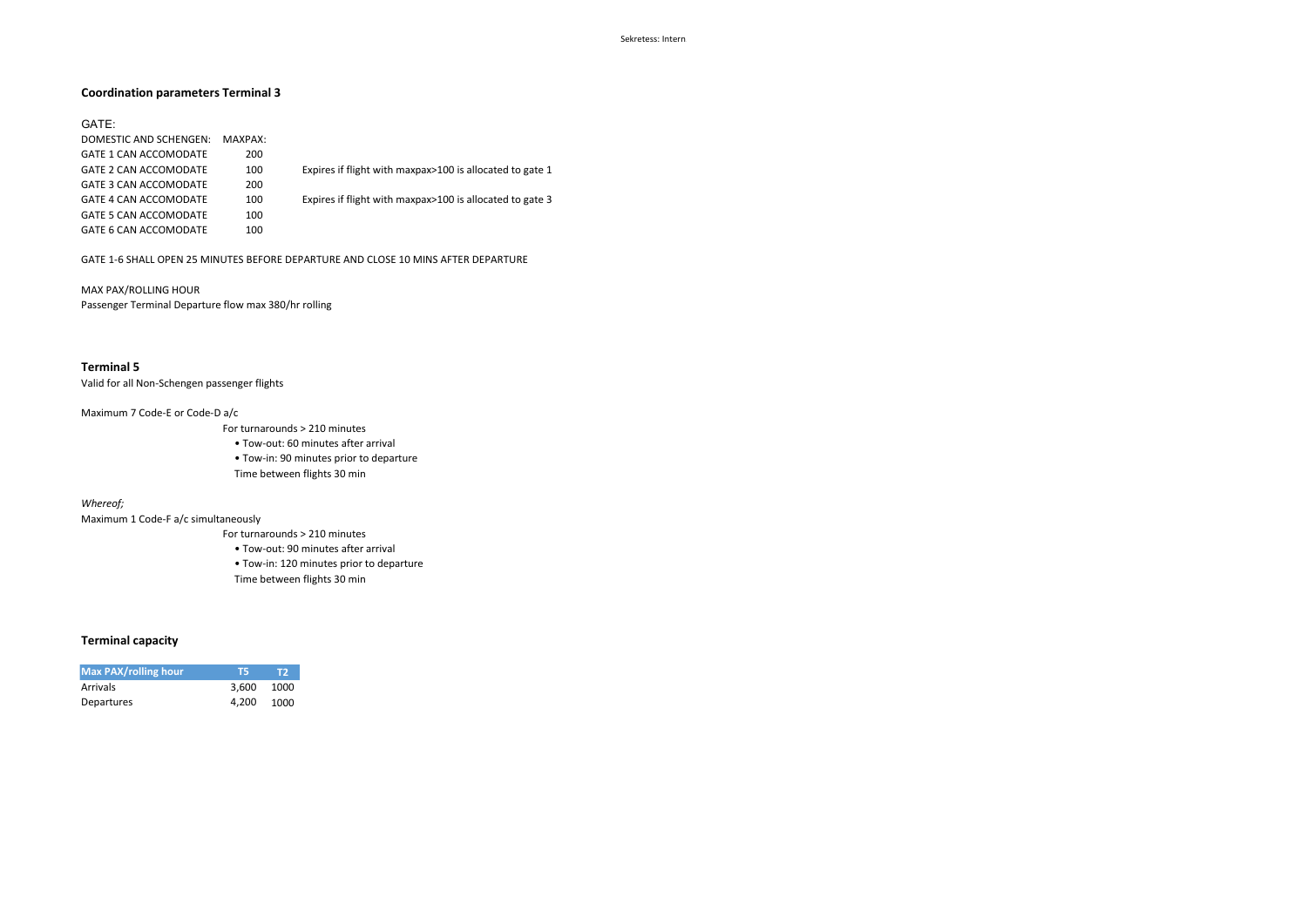## Coordination parameters Terminal 3

GATE:

| DOMESTIC AND SCHENGEN: | MAXPAX: | |
|---|---|---|
| GATE 1 CAN ACCOMODATE | 200 | |
| GATE 2 CAN ACCOMODATE | 100 | Expires if flight with maxpax>100 is allocated to gate 1 |
| GATE 3 CAN ACCOMODATE | 200 | |
| GATE 4 CAN ACCOMODATE | 100 | Expires if flight with maxpax>100 is allocated to gate 3 |
| GATE 5 CAN ACCOMODATE | 100 | |
| GATE 6 CAN ACCOMODATE | 100 | |

GATE 1-6 SHALL OPEN 25 MINUTES BEFORE DEPARTURE AND CLOSE 10 MINS AFTER DEPARTURE

MAX PAX/ROLLING HOUR

Passenger Terminal Departure flow max 380/hr rolling

## Terminal 5

Valid for all Non-Schengen passenger flights

Maximum 7 Code-E or Code-D a/c

For turnarounds > 210 minutes

- Tow-out: 60 minutes after arrival
- Tow-in: 90 minutes prior to departure

Time between flights 30 min

*Whereof;*

Maximum 1 Code-F a/c simultaneously

For turnarounds > 210 minutes

- Tow-out: 90 minutes after arrival
- Tow-in: 120 minutes prior to departure

Time between flights 30 min

## Terminal capacity

| Max PAX/rolling hour | T5 | T2 |
|---|---|---|
| Arrivals | 3,600 | 1000 |
| Departures | 4,200 | 1000 |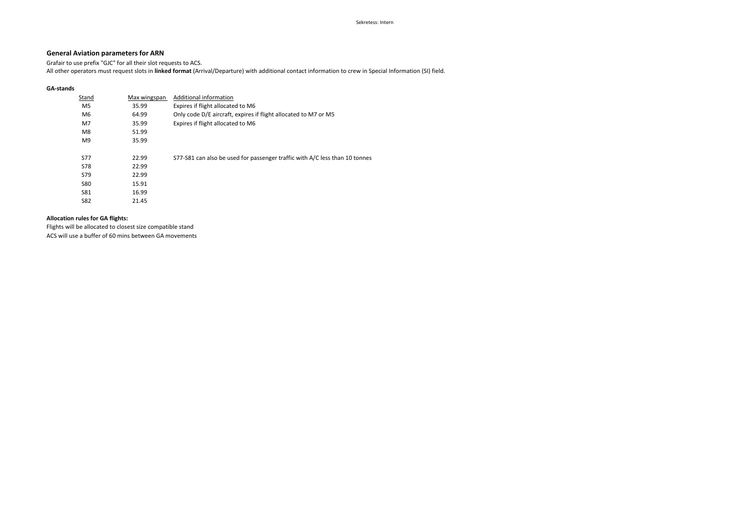## General Aviation parameters for ARN

Grafair to use prefix "GJC" for all their slot requests to ACS.
All other operators must request slots in **linked format** (Arrival/Departure) with additional contact information to crew in Special Information (SI) field.

### GA-stands

| Stand | Max wingspan | Additional information |
|---|---|---|
| M5 | 35.99 | Expires if flight allocated to M6 |
| M6 | 64.99 | Only code D/E aircraft, expires if flight allocated to M7 or M5 |
| M7 | 35.99 | Expires if flight allocated to M6 |
| M8 | 51.99 | |
| M9 | 35.99 | |
| | | |
| S77 | 22.99 | S77-S81 can also be used for passenger traffic with A/C less than 10 tonnes |
| S78 | 22.99 | |
| S79 | 22.99 | |
| S80 | 15.91 | |
| S81 | 16.99 | |
| S82 | 21.45 | |

### Allocation rules for GA flights:

Flights will be allocated to closest size compatible stand
ACS will use a buffer of 60 mins between GA movements